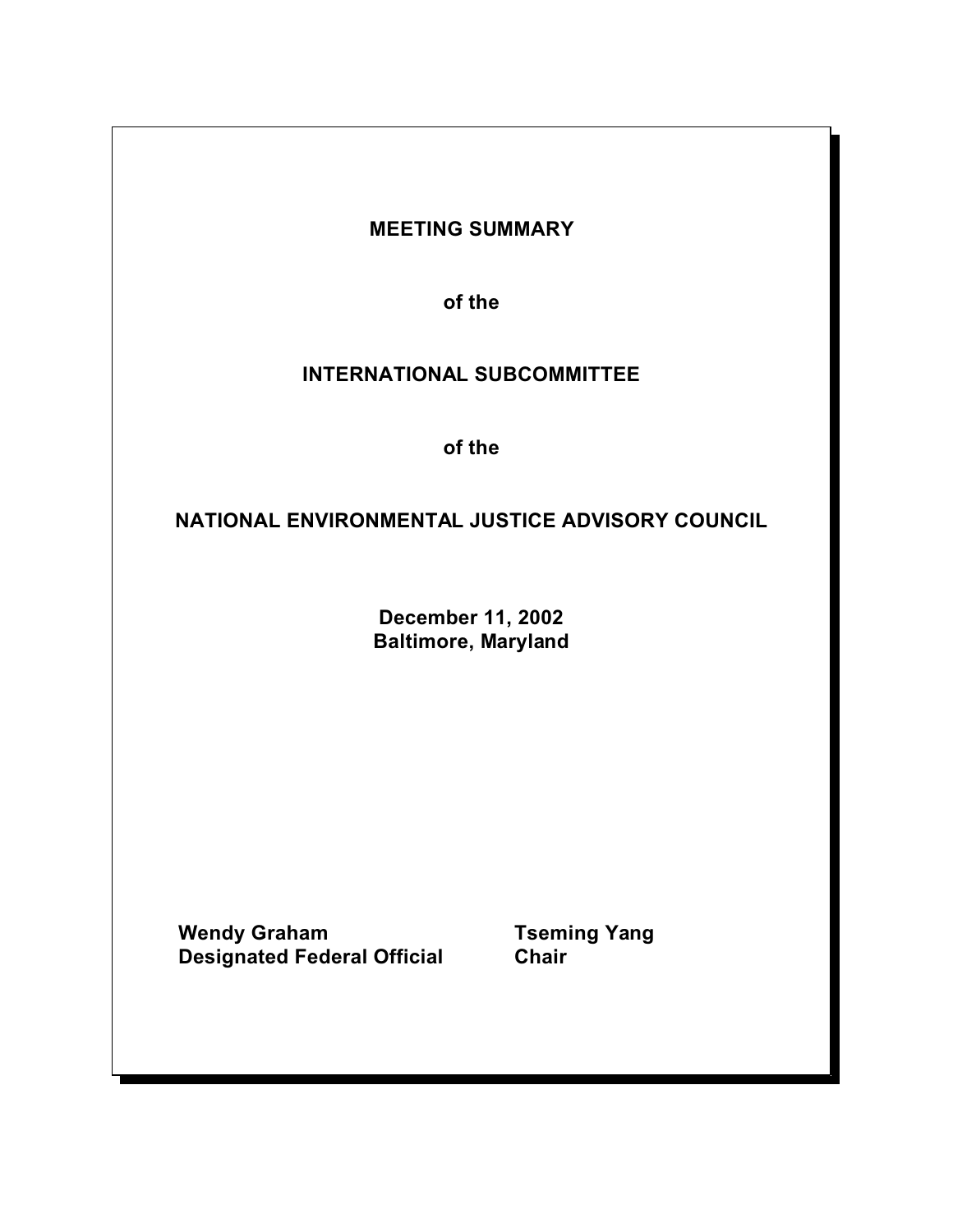# MEETING SUMMARY

**of the**

# INTERNATIONAL SUBCOMMITTEE

**of the**

# NATIONAL ENVIRONMENTAL JUSTICE ADVISORY COUNCIL

**December 11, 2002**
**Baltimore, Maryland**

**Wendy Graham**
**Designated Federal Official**

**Tseming Yang**
**Chair**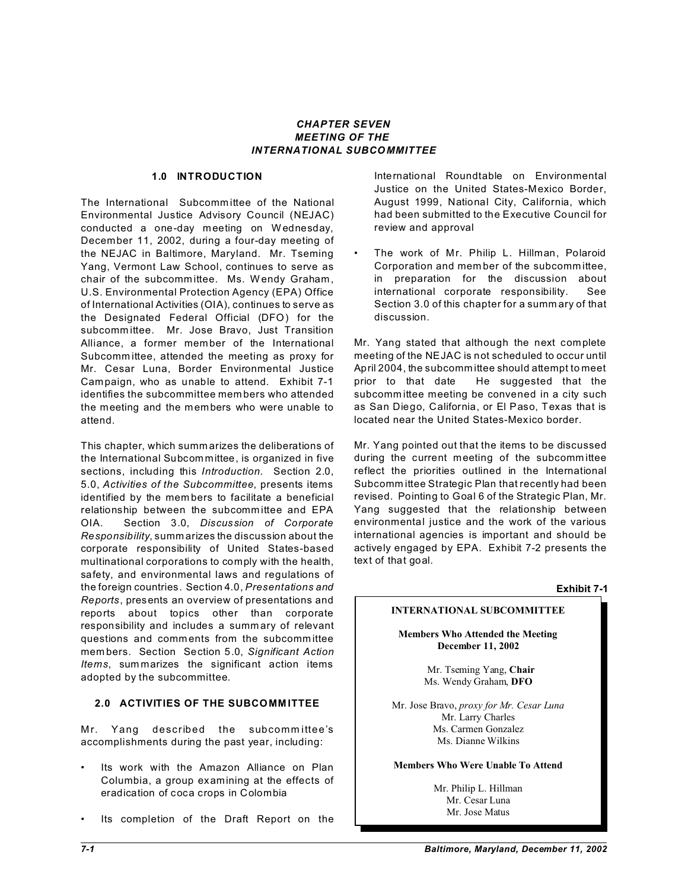## CHAPTER SEVEN
## MEETING OF THE
## INTERNATIONAL SUBCOMMITTEE

### 1.0 INTRODUCTION

The International Subcommittee of the National Environmental Justice Advisory Council (NEJAC) conducted a one-day meeting on Wednesday, December 11, 2002, during a four-day meeting of the NEJAC in Baltimore, Maryland. Mr. Tseming Yang, Vermont Law School, continues to serve as chair of the subcommittee. Ms. Wendy Graham, U.S. Environmental Protection Agency (EPA) Office of International Activities (OIA), continues to serve as the Designated Federal Official (DFO) for the subcommittee. Mr. Jose Bravo, Just Transition Alliance, a former member of the International Subcommittee, attended the meeting as proxy for Mr. Cesar Luna, Border Environmental Justice Campaign, who as unable to attend. Exhibit 7-1 identifies the subcommittee members who attended the meeting and the members who were unable to attend.

This chapter, which summarizes the deliberations of the International Subcommittee, is organized in five sections, including this *Introduction*. Section 2.0, 5.0, *Activities of the Subcommittee*, presents items identified by the members to facilitate a beneficial relationship between the subcommittee and EPA OIA. Section 3.0, *Discussion of Corporate Responsibility*, summarizes the discussion about the corporate responsibility of United States-based multinational corporations to comply with the health, safety, and environmental laws and regulations of the foreign countries. Section 4.0, *Presentations and Reports*, presents an overview of presentations and reports about topics other than corporate responsibility and includes a summary of relevant questions and comments from the subcommittee members. Section Section 5.0, *Significant Action Items*, summarizes the significant action items adopted by the subcommittee.

### 2.0 ACTIVITIES OF THE SUBCOMMITTEE

Mr. Yang described the subcommittee's accomplishments during the past year, including:

- Its work with the Amazon Alliance on Plan Columbia, a group examining at the effects of eradication of coca crops in Colombia
- Its completion of the Draft Report on the International Roundtable on Environmental Justice on the United States-Mexico Border, August 1999, National City, California, which had been submitted to the Executive Council for review and approval
- The work of Mr. Philip L. Hillman, Polaroid Corporation and member of the subcommittee, in preparation for the discussion about international corporate responsibility. See Section 3.0 of this chapter for a summary of that discussion.

Mr. Yang stated that although the next complete meeting of the NEJAC is not scheduled to occur until April 2004, the subcommittee should attempt to meet prior to that date He suggested that the subcommittee meeting be convened in a city such as San Diego, California, or El Paso, Texas that is located near the United States-Mexico border.

Mr. Yang pointed out that the items to be discussed during the current meeting of the subcommittee reflect the priorities outlined in the International Subcommittee Strategic Plan that recently had been revised. Pointing to Goal 6 of the Strategic Plan, Mr. Yang suggested that the relationship between environmental justice and the work of the various international agencies is important and should be actively engaged by EPA. Exhibit 7-2 presents the text of that goal.

**Exhibit 7-1**

**INTERNATIONAL SUBCOMMITTEE**

**Members Who Attended the Meeting**
**December 11, 2002**

Mr. Tseming Yang, **Chair**
Ms. Wendy Graham, **DFO**

Mr. Jose Bravo, *proxy for Mr. Cesar Luna*
Mr. Larry Charles
Ms. Carmen Gonzalez
Ms. Dianne Wilkins

**Members Who Were Unable To Attend**

Mr. Philip L. Hillman
Mr. Cesar Luna
Mr. Jose Matus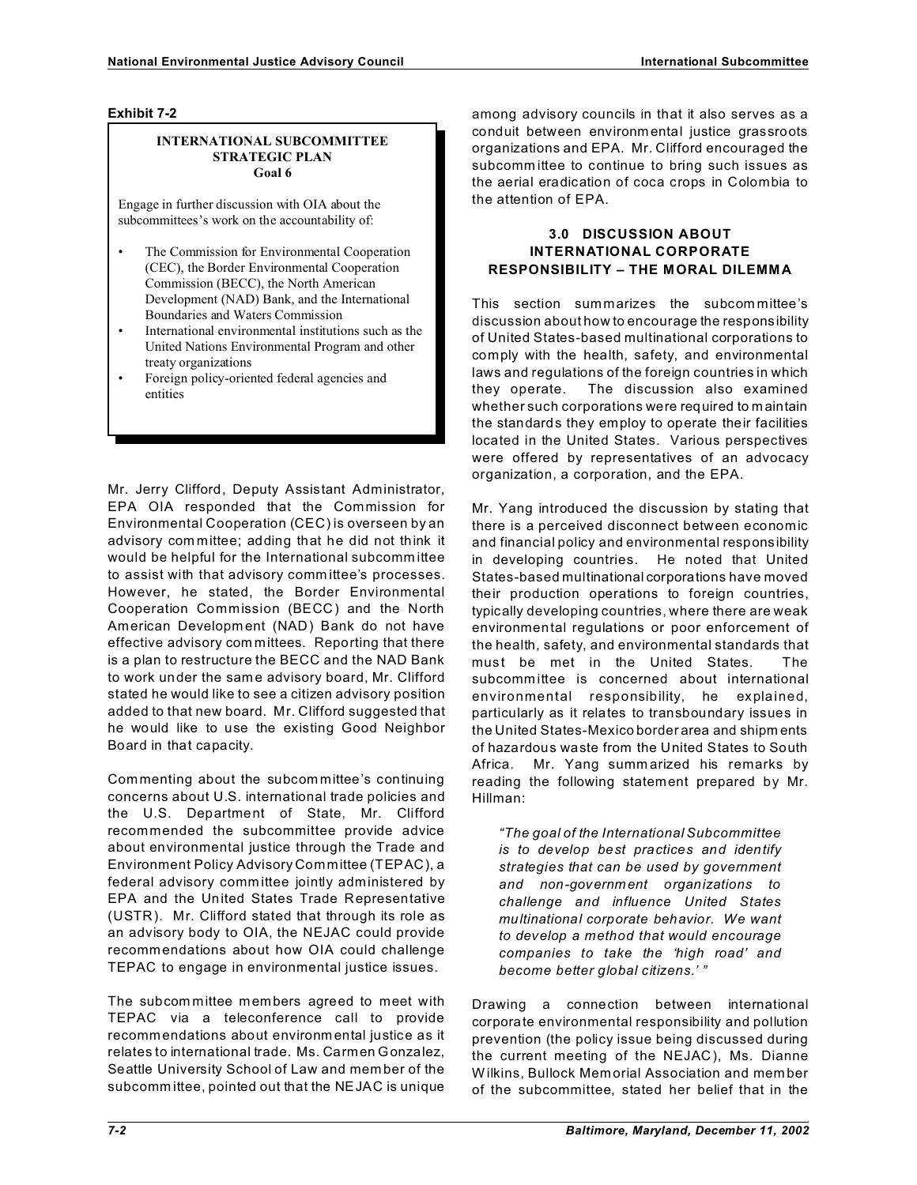**Exhibit 7-2**

> **INTERNATIONAL SUBCOMMITTEE STRATEGIC PLAN**
> **Goal 6**
>
> Engage in further discussion with OIA about the subcommittees's work on the accountability of:
>
> - The Commission for Environmental Cooperation (CEC), the Border Environmental Cooperation Commission (BECC), the North American Development (NAD) Bank, and the International Boundaries and Waters Commission
> - International environmental institutions such as the United Nations Environmental Program and other treaty organizations
> - Foreign policy-oriented federal agencies and entities

Mr. Jerry Clifford, Deputy Assistant Administrator, EPA OIA responded that the Commission for Environmental Cooperation (CEC) is overseen by an advisory committee; adding that he did not think it would be helpful for the International subcommittee to assist with that advisory committee's processes. However, he stated, the Border Environmental Cooperation Commission (BECC) and the North American Development (NAD) Bank do not have effective advisory committees. Reporting that there is a plan to restructure the BECC and the NAD Bank to work under the same advisory board, Mr. Clifford stated he would like to see a citizen advisory position added to that new board. Mr. Clifford suggested that he would like to use the existing Good Neighbor Board in that capacity.

Commenting about the subcommittee's continuing concerns about U.S. international trade policies and the U.S. Department of State, Mr. Clifford recommended the subcommittee provide advice about environmental justice through the Trade and Environment Policy Advisory Committee (TEPAC), a federal advisory committee jointly administered by EPA and the United States Trade Representative (USTR). Mr. Clifford stated that through its role as an advisory body to OIA, the NEJAC could provide recommendations about how OIA could challenge TEPAC to engage in environmental justice issues.

The subcommittee members agreed to meet with TEPAC via a teleconference call to provide recommendations about environmental justice as it relates to international trade. Ms. Carmen Gonzalez, Seattle University School of Law and member of the subcommittee, pointed out that the NEJAC is unique among advisory councils in that it also serves as a conduit between environmental justice grassroots organizations and EPA. Mr. Clifford encouraged the subcommittee to continue to bring such issues as the aerial eradication of coca crops in Colombia to the attention of EPA.

## 3.0 DISCUSSION ABOUT INTERNATIONAL CORPORATE RESPONSIBILITY – THE MORAL DILEMMA

This section summarizes the subcommittee's discussion about how to encourage the responsibility of United States-based multinational corporations to comply with the health, safety, and environmental laws and regulations of the foreign countries in which they operate. The discussion also examined whether such corporations were required to maintain the standards they employ to operate their facilities located in the United States. Various perspectives were offered by representatives of an advocacy organization, a corporation, and the EPA.

Mr. Yang introduced the discussion by stating that there is a perceived disconnect between economic and financial policy and environmental responsibility in developing countries. He noted that United States-based multinational corporations have moved their production operations to foreign countries, typically developing countries, where there are weak environmental regulations or poor enforcement of the health, safety, and environmental standards that must be met in the United States. The subcommittee is concerned about international environmental responsibility, he explained, particularly as it relates to transboundary issues in the United States-Mexico border area and shipments of hazardous waste from the United States to South Africa. Mr. Yang summarized his remarks by reading the following statement prepared by Mr. Hillman:

> *"The goal of the International Subcommittee is to develop best practices and identify strategies that can be used by government and non-government organizations to challenge and influence United States multinational corporate behavior. We want to develop a method that would encourage companies to take the 'high road' and become better global citizens.' "*

Drawing a connection between international corporate environmental responsibility and pollution prevention (the policy issue being discussed during the current meeting of the NEJAC), Ms. Dianne Wilkins, Bullock Memorial Association and member of the subcommittee, stated her belief that in the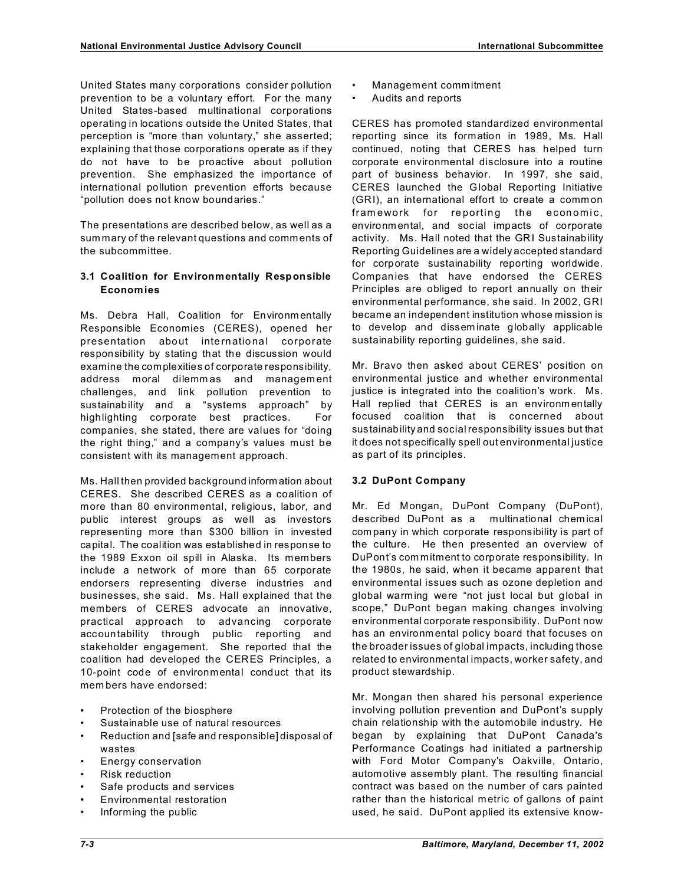United States many corporations consider pollution prevention to be a voluntary effort. For the many United States-based multinational corporations operating in locations outside the United States, that perception is "more than voluntary," she asserted; explaining that those corporations operate as if they do not have to be proactive about pollution prevention. She emphasized the importance of international pollution prevention efforts because "pollution does not know boundaries."

The presentations are described below, as well as a summary of the relevant questions and comments of the subcommittee.

### 3.1 Coalition for Environmentally Responsible Economies

Ms. Debra Hall, Coalition for Environmentally Responsible Economies (CERES), opened her presentation about international corporate responsibility by stating that the discussion would examine the complexities of corporate responsibility, address moral dilemmas and management challenges, and link pollution prevention to sustainability and a "systems approach" by highlighting corporate best practices. For companies, she stated, there are values for "doing the right thing," and a company's values must be consistent with its management approach.

Ms. Hall then provided background information about CERES. She described CERES as a coalition of more than 80 environmental, religious, labor, and public interest groups as well as investors representing more than $300 billion in invested capital. The coalition was established in response to the 1989 Exxon oil spill in Alaska. Its members include a network of more than 65 corporate endorsers representing diverse industries and businesses, she said. Ms. Hall explained that the members of CERES advocate an innovative, practical approach to advancing corporate accountability through public reporting and stakeholder engagement. She reported that the coalition had developed the CERES Principles, a 10-point code of environmental conduct that its members have endorsed:

- Protection of the biosphere
- Sustainable use of natural resources
- Reduction and [safe and responsible] disposal of wastes
- Energy conservation
- Risk reduction
- Safe products and services
- Environmental restoration
- Informing the public
- Management commitment
- Audits and reports

CERES has promoted standardized environmental reporting since its formation in 1989, Ms. Hall continued, noting that CERES has helped turn corporate environmental disclosure into a routine part of business behavior. In 1997, she said, CERES launched the Global Reporting Initiative (GRI), an international effort to create a common framework for reporting the economic, environmental, and social impacts of corporate activity. Ms. Hall noted that the GRI Sustainability Reporting Guidelines are a widely accepted standard for corporate sustainability reporting worldwide. Companies that have endorsed the CERES Principles are obliged to report annually on their environmental performance, she said. In 2002, GRI became an independent institution whose mission is to develop and disseminate globally applicable sustainability reporting guidelines, she said.

Mr. Bravo then asked about CERES' position on environmental justice and whether environmental justice is integrated into the coalition's work. Ms. Hall replied that CERES is an environmentally focused coalition that is concerned about sustainability and social responsibility issues but that it does not specifically spell out environmental justice as part of its principles.

### 3.2 DuPont Company

Mr. Ed Mongan, DuPont Company (DuPont), described DuPont as a multinational chemical company in which corporate responsibility is part of the culture. He then presented an overview of DuPont's commitment to corporate responsibility. In the 1980s, he said, when it became apparent that environmental issues such as ozone depletion and global warming were "not just local but global in scope," DuPont began making changes involving environmental corporate responsibility. DuPont now has an environmental policy board that focuses on the broader issues of global impacts, including those related to environmental impacts, worker safety, and product stewardship.

Mr. Mongan then shared his personal experience involving pollution prevention and DuPont's supply chain relationship with the automobile industry. He began by explaining that DuPont Canada's Performance Coatings had initiated a partnership with Ford Motor Company's Oakville, Ontario, automotive assembly plant. The resulting financial contract was based on the number of cars painted rather than the historical metric of gallons of paint used, he said. DuPont applied its extensive know-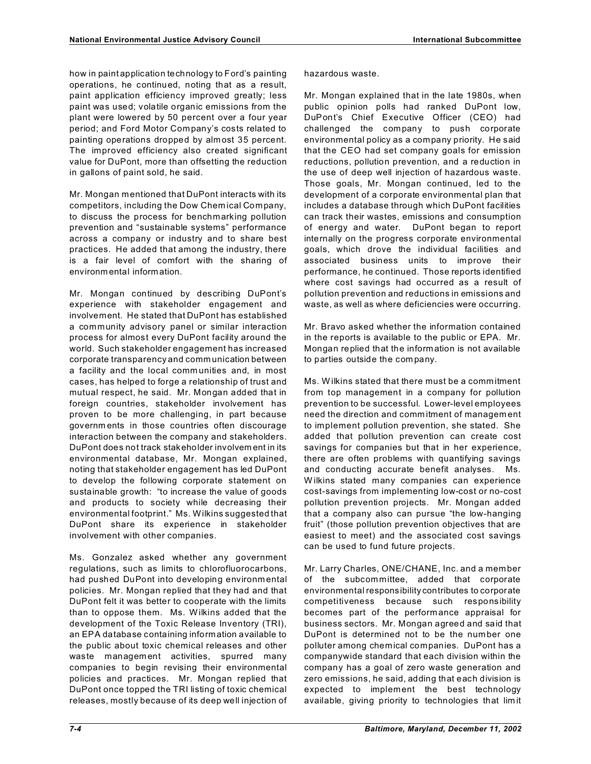how in paint application technology to Ford's painting operations, he continued, noting that as a result, paint application efficiency improved greatly; less paint was used; volatile organic emissions from the plant were lowered by 50 percent over a four year period; and Ford Motor Company's costs related to painting operations dropped by almost 35 percent. The improved efficiency also created significant value for DuPont, more than offsetting the reduction in gallons of paint sold, he said.

Mr. Mongan mentioned that DuPont interacts with its competitors, including the Dow Chemical Company, to discuss the process for benchmarking pollution prevention and "sustainable systems" performance across a company or industry and to share best practices. He added that among the industry, there is a fair level of comfort with the sharing of environmental information.

Mr. Mongan continued by describing DuPont's experience with stakeholder engagement and involvement. He stated that DuPont has established a community advisory panel or similar interaction process for almost every DuPont facility around the world. Such stakeholder engagement has increased corporate transparency and communication between a facility and the local communities and, in most cases, has helped to forge a relationship of trust and mutual respect, he said. Mr. Mongan added that in foreign countries, stakeholder involvement has proven to be more challenging, in part because governments in those countries often discourage interaction between the company and stakeholders. DuPont does not track stakeholder involvement in its environmental database, Mr. Mongan explained, noting that stakeholder engagement has led DuPont to develop the following corporate statement on sustainable growth: "to increase the value of goods and products to society while decreasing their environmental footprint." Ms. Wilkins suggested that DuPont share its experience in stakeholder involvement with other companies.

Ms. Gonzalez asked whether any government regulations, such as limits to chlorofluorocarbons, had pushed DuPont into developing environmental policies. Mr. Mongan replied that they had and that DuPont felt it was better to cooperate with the limits than to oppose them. Ms. Wilkins added that the development of the Toxic Release Inventory (TRI), an EPA database containing information available to the public about toxic chemical releases and other waste management activities, spurred many companies to begin revising their environmental policies and practices. Mr. Mongan replied that DuPont once topped the TRI listing of toxic chemical releases, mostly because of its deep well injection of hazardous waste.

Mr. Mongan explained that in the late 1980s, when public opinion polls had ranked DuPont low, DuPont's Chief Executive Officer (CEO) had challenged the company to push corporate environmental policy as a company priority. He said that the CEO had set company goals for emission reductions, pollution prevention, and a reduction in the use of deep well injection of hazardous waste. Those goals, Mr. Mongan continued, led to the development of a corporate environmental plan that includes a database through which DuPont facilities can track their wastes, emissions and consumption of energy and water. DuPont began to report internally on the progress corporate environmental goals, which drove the individual facilities and associated business units to improve their performance, he continued. Those reports identified where cost savings had occurred as a result of pollution prevention and reductions in emissions and waste, as well as where deficiencies were occurring.

Mr. Bravo asked whether the information contained in the reports is available to the public or EPA. Mr. Mongan replied that the information is not available to parties outside the company.

Ms. Wilkins stated that there must be a commitment from top management in a company for pollution prevention to be successful. Lower-level employees need the direction and commitment of management to implement pollution prevention, she stated. She added that pollution prevention can create cost savings for companies but that in her experience, there are often problems with quantifying savings and conducting accurate benefit analyses. Ms. Wilkins stated many companies can experience cost-savings from implementing low-cost or no-cost pollution prevention projects. Mr. Mongan added that a company also can pursue "the low-hanging fruit" (those pollution prevention objectives that are easiest to meet) and the associated cost savings can be used to fund future projects.

Mr. Larry Charles, ONE/CHANE, Inc. and a member of the subcommittee, added that corporate environmental responsibility contributes to corporate competitiveness because such responsibility becomes part of the performance appraisal for business sectors. Mr. Mongan agreed and said that DuPont is determined not to be the number one polluter among chemical companies. DuPont has a companywide standard that each division within the company has a goal of zero waste generation and zero emissions, he said, adding that each division is expected to implement the best technology available, giving priority to technologies that limit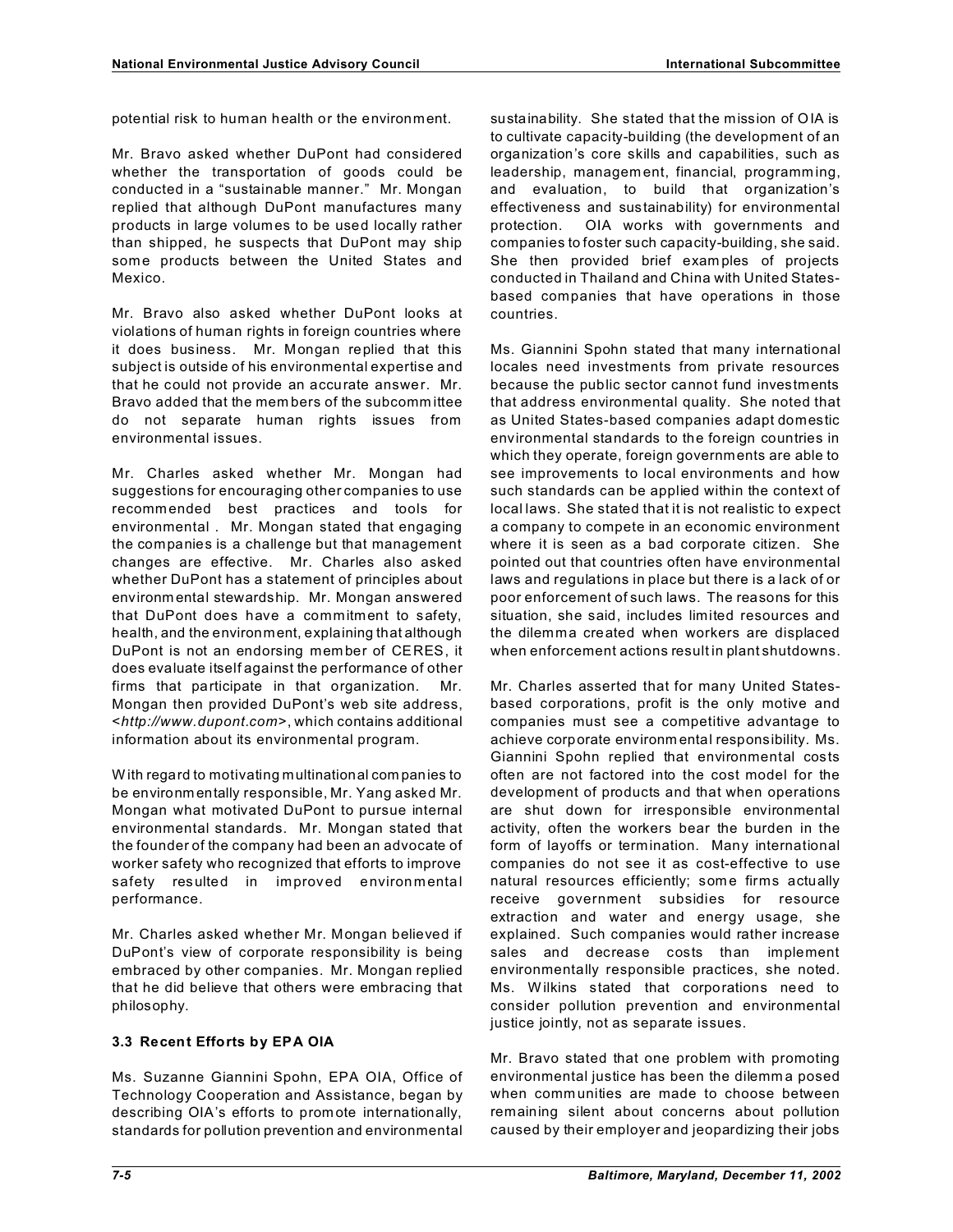potential risk to human health or the environment.

Mr. Bravo asked whether DuPont had considered whether the transportation of goods could be conducted in a "sustainable manner." Mr. Mongan replied that although DuPont manufactures many products in large volumes to be used locally rather than shipped, he suspects that DuPont may ship some products between the United States and Mexico.

Mr. Bravo also asked whether DuPont looks at violations of human rights in foreign countries where it does business. Mr. Mongan replied that this subject is outside of his environmental expertise and that he could not provide an accurate answer. Mr. Bravo added that the members of the subcommittee do not separate human rights issues from environmental issues.

Mr. Charles asked whether Mr. Mongan had suggestions for encouraging other companies to use recommended best practices and tools for environmental . Mr. Mongan stated that engaging the companies is a challenge but that management changes are effective. Mr. Charles also asked whether DuPont has a statement of principles about environmental stewardship. Mr. Mongan answered that DuPont does have a commitment to safety, health, and the environment, explaining that although DuPont is not an endorsing member of CERES, it does evaluate itself against the performance of other firms that participate in that organization. Mr. Mongan then provided DuPont's web site address, <*http://www.dupont.com*>, which contains additional information about its environmental program.

With regard to motivating multinational companies to be environmentally responsible, Mr. Yang asked Mr. Mongan what motivated DuPont to pursue internal environmental standards. Mr. Mongan stated that the founder of the company had been an advocate of worker safety who recognized that efforts to improve safety resulted in improved environmental performance.

Mr. Charles asked whether Mr. Mongan believed if DuPont's view of corporate responsibility is being embraced by other companies. Mr. Mongan replied that he did believe that others were embracing that philosophy.

### 3.3 Recent Efforts by EPA OIA

Ms. Suzanne Giannini Spohn, EPA OIA, Office of Technology Cooperation and Assistance, began by describing OIA's efforts to promote internationally, standards for pollution prevention and environmental sustainability. She stated that the mission of OIA is to cultivate capacity-building (the development of an organization's core skills and capabilities, such as leadership, management, financial, programming, and evaluation, to build that organization's effectiveness and sustainability) for environmental protection. OIA works with governments and companies to foster such capacity-building, she said. She then provided brief examples of projects conducted in Thailand and China with United States-based companies that have operations in those countries.

Ms. Giannini Spohn stated that many international locales need investments from private resources because the public sector cannot fund investments that address environmental quality. She noted that as United States-based companies adapt domestic environmental standards to the foreign countries in which they operate, foreign governments are able to see improvements to local environments and how such standards can be applied within the context of local laws. She stated that it is not realistic to expect a company to compete in an economic environment where it is seen as a bad corporate citizen. She pointed out that countries often have environmental laws and regulations in place but there is a lack of or poor enforcement of such laws. The reasons for this situation, she said, includes limited resources and the dilemma created when workers are displaced when enforcement actions result in plant shutdowns.

Mr. Charles asserted that for many United States-based corporations, profit is the only motive and companies must see a competitive advantage to achieve corporate environmental responsibility. Ms. Giannini Spohn replied that environmental costs often are not factored into the cost model for the development of products and that when operations are shut down for irresponsible environmental activity, often the workers bear the burden in the form of layoffs or termination. Many international companies do not see it as cost-effective to use natural resources efficiently; some firms actually receive government subsidies for resource extraction and water and energy usage, she explained. Such companies would rather increase sales and decrease costs than implement environmentally responsible practices, she noted. Ms. Wilkins stated that corporations need to consider pollution prevention and environmental justice jointly, not as separate issues.

Mr. Bravo stated that one problem with promoting environmental justice has been the dilemma posed when communities are made to choose between remaining silent about concerns about pollution caused by their employer and jeopardizing their jobs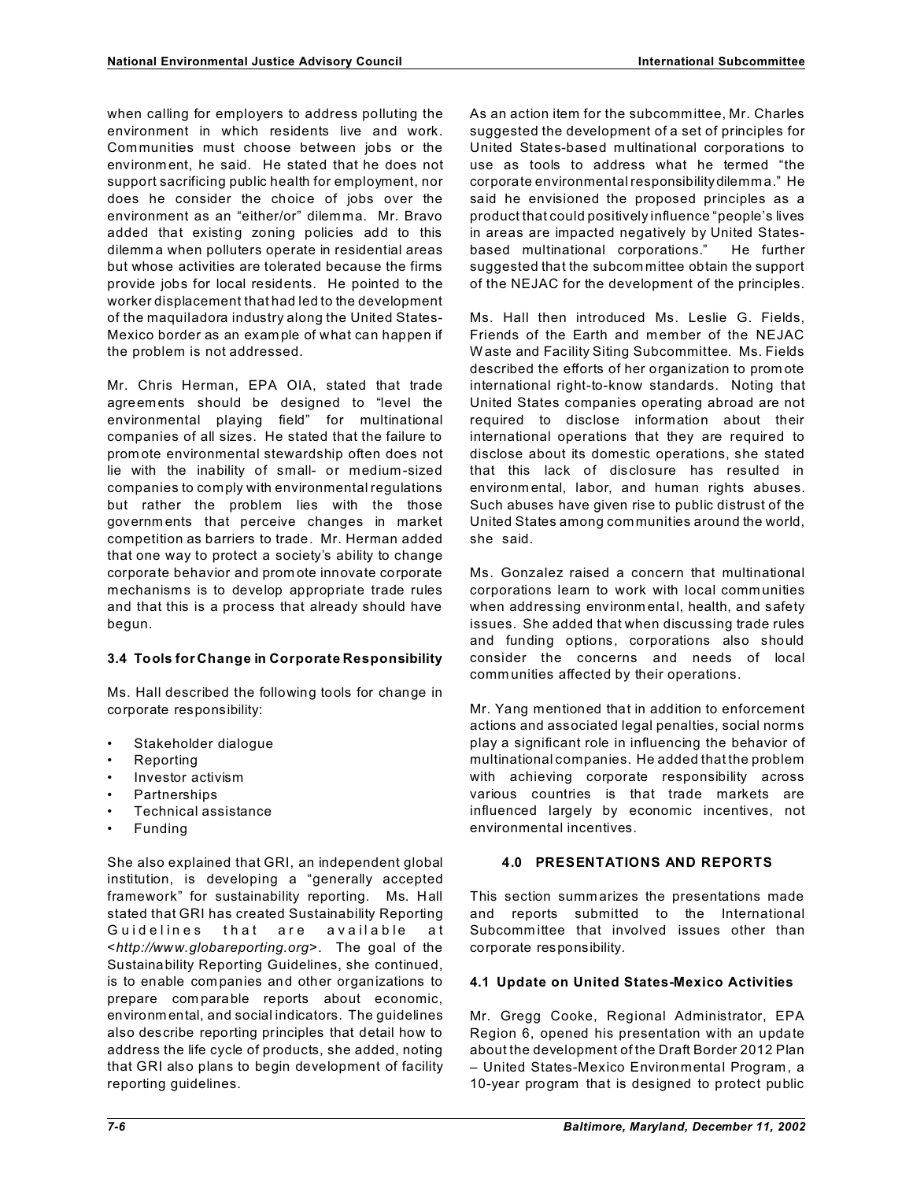when calling for employers to address polluting the environment in which residents live and work. Communities must choose between jobs or the environment, he said. He stated that he does not support sacrificing public health for employment, nor does he consider the choice of jobs over the environment as an "either/or" dilemma. Mr. Bravo added that existing zoning policies add to this dilemma when polluters operate in residential areas but whose activities are tolerated because the firms provide jobs for local residents. He pointed to the worker displacement that had led to the development of the maquiladora industry along the United States-Mexico border as an example of what can happen if the problem is not addressed.

Mr. Chris Herman, EPA OIA, stated that trade agreements should be designed to "level the environmental playing field" for multinational companies of all sizes. He stated that the failure to promote environmental stewardship often does not lie with the inability of small- or medium-sized companies to comply with environmental regulations but rather the problem lies with the those governments that perceive changes in market competition as barriers to trade. Mr. Herman added that one way to protect a society's ability to change corporate behavior and promote innovate corporate mechanisms is to develop appropriate trade rules and that this is a process that already should have begun.

### 3.4 Tools for Change in Corporate Responsibility

Ms. Hall described the following tools for change in corporate responsibility:

- Stakeholder dialogue
- Reporting
- Investor activism
- Partnerships
- Technical assistance
- Funding

She also explained that GRI, an independent global institution, is developing a "generally accepted framework" for sustainability reporting. Ms. Hall stated that GRI has created Sustainability Reporting Guidelines that are available at <*http://www.globareporting.org*>. The goal of the Sustainability Reporting Guidelines, she continued, is to enable companies and other organizations to prepare comparable reports about economic, environmental, and social indicators. The guidelines also describe reporting principles that detail how to address the life cycle of products, she added, noting that GRI also plans to begin development of facility reporting guidelines.

As an action item for the subcommittee, Mr. Charles suggested the development of a set of principles for United States-based multinational corporations to use as tools to address what he termed "the corporate environmental responsibility dilemma." He said he envisioned the proposed principles as a product that could positively influence "people's lives in areas are impacted negatively by United States-based multinational corporations." He further suggested that the subcommittee obtain the support of the NEJAC for the development of the principles.

Ms. Hall then introduced Ms. Leslie G. Fields, Friends of the Earth and member of the NEJAC Waste and Facility Siting Subcommittee. Ms. Fields described the efforts of her organization to promote international right-to-know standards. Noting that United States companies operating abroad are not required to disclose information about their international operations that they are required to disclose about its domestic operations, she stated that this lack of disclosure has resulted in environmental, labor, and human rights abuses. Such abuses have given rise to public distrust of the United States among communities around the world, she said.

Ms. Gonzalez raised a concern that multinational corporations learn to work with local communities when addressing environmental, health, and safety issues. She added that when discussing trade rules and funding options, corporations also should consider the concerns and needs of local communities affected by their operations.

Mr. Yang mentioned that in addition to enforcement actions and associated legal penalties, social norms play a significant role in influencing the behavior of multinational companies. He added that the problem with achieving corporate responsibility across various countries is that trade markets are influenced largely by economic incentives, not environmental incentives.

## 4.0 PRESENTATIONS AND REPORTS

This section summarizes the presentations made and reports submitted to the International Subcommittee that involved issues other than corporate responsibility.

### 4.1 Update on United States-Mexico Activities

Mr. Gregg Cooke, Regional Administrator, EPA Region 6, opened his presentation with an update about the development of the Draft Border 2012 Plan – United States-Mexico Environmental Program, a 10-year program that is designed to protect public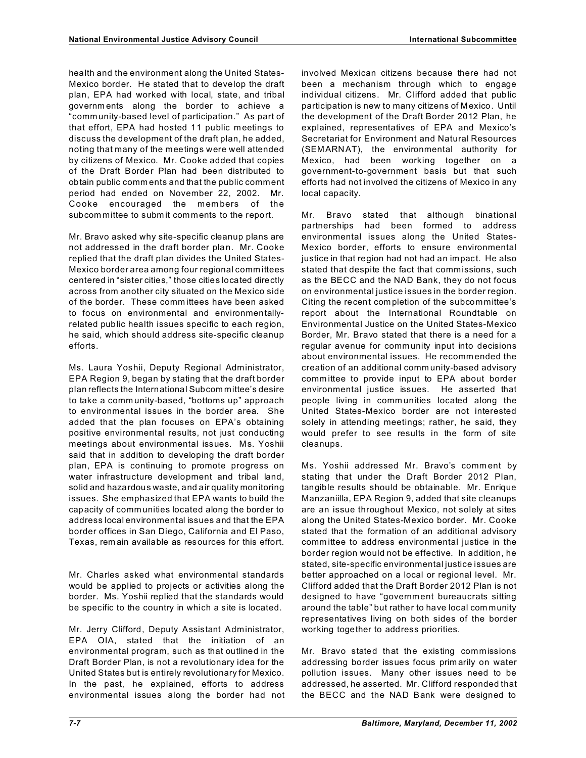health and the environment along the United States-Mexico border. He stated that to develop the draft plan, EPA had worked with local, state, and tribal governments along the border to achieve a "community-based level of participation." As part of that effort, EPA had hosted 11 public meetings to discuss the development of the draft plan, he added, noting that many of the meetings were well attended by citizens of Mexico. Mr. Cooke added that copies of the Draft Border Plan had been distributed to obtain public comments and that the public comment period had ended on November 22, 2002. Mr. Cooke encouraged the members of the subcommittee to submit comments to the report.

Mr. Bravo asked why site-specific cleanup plans are not addressed in the draft border plan. Mr. Cooke replied that the draft plan divides the United States-Mexico border area among four regional committees centered in "sister cities," those cities located directly across from another city situated on the Mexico side of the border. These committees have been asked to focus on environmental and environmentally-related public health issues specific to each region, he said, which should address site-specific cleanup efforts.

Ms. Laura Yoshii, Deputy Regional Administrator, EPA Region 9, began by stating that the draft border plan reflects the International Subcommittee's desire to take a community-based, "bottoms up" approach to environmental issues in the border area. She added that the plan focuses on EPA's obtaining positive environmental results, not just conducting meetings about environmental issues. Ms. Yoshii said that in addition to developing the draft border plan, EPA is continuing to promote progress on water infrastructure development and tribal land, solid and hazardous waste, and air quality monitoring issues. She emphasized that EPA wants to build the capacity of communities located along the border to address local environmental issues and that the EPA border offices in San Diego, California and El Paso, Texas, remain available as resources for this effort.

Mr. Charles asked what environmental standards would be applied to projects or activities along the border. Ms. Yoshii replied that the standards would be specific to the country in which a site is located.

Mr. Jerry Clifford, Deputy Assistant Administrator, EPA OIA, stated that the initiation of an environmental program, such as that outlined in the Draft Border Plan, is not a revolutionary idea for the United States but is entirely revolutionary for Mexico. In the past, he explained, efforts to address environmental issues along the border had not involved Mexican citizens because there had not been a mechanism through which to engage individual citizens. Mr. Clifford added that public participation is new to many citizens of Mexico. Until the development of the Draft Border 2012 Plan, he explained, representatives of EPA and Mexico's Secretariat for Environment and Natural Resources (SEMARNAT), the environmental authority for Mexico, had been working together on a government-to-government basis but that such efforts had not involved the citizens of Mexico in any local capacity.

Mr. Bravo stated that although binational partnerships had been formed to address environmental issues along the United States-Mexico border, efforts to ensure environmental justice in that region had not had an impact. He also stated that despite the fact that commissions, such as the BECC and the NAD Bank, they do not focus on environmental justice issues in the border region. Citing the recent completion of the subcommittee's report about the International Roundtable on Environmental Justice on the United States-Mexico Border, Mr. Bravo stated that there is a need for a regular avenue for community input into decisions about environmental issues. He recommended the creation of an additional community-based advisory committee to provide input to EPA about border environmental justice issues. He asserted that people living in communities located along the United States-Mexico border are not interested solely in attending meetings; rather, he said, they would prefer to see results in the form of site cleanups.

Ms. Yoshii addressed Mr. Bravo's comment by stating that under the Draft Border 2012 Plan, tangible results should be obtainable. Mr. Enrique Manzaniilla, EPA Region 9, added that site cleanups are an issue throughout Mexico, not solely at sites along the United States-Mexico border. Mr. Cooke stated that the formation of an additional advisory committee to address environmental justice in the border region would not be effective. In addition, he stated, site-specific environmental justice issues are better approached on a local or regional level. Mr. Clifford added that the Draft Border 2012 Plan is not designed to have "government bureaucrats sitting around the table" but rather to have local community representatives living on both sides of the border working together to address priorities.

Mr. Bravo stated that the existing commissions addressing border issues focus primarily on water pollution issues. Many other issues need to be addressed, he asserted. Mr. Clifford responded that the BECC and the NAD Bank were designed to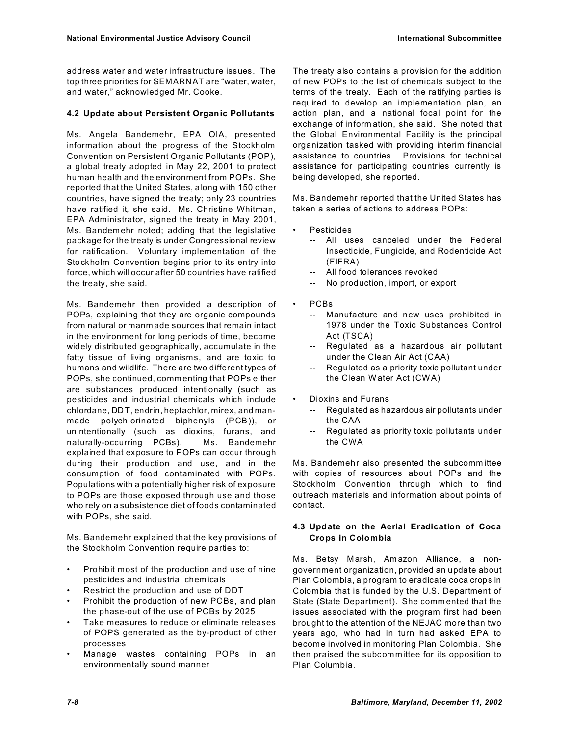address water and water infrastructure issues. The top three priorities for SEMARNAT are "water, water, and water," acknowledged Mr. Cooke.

### 4.2 Update about Persistent Organic Pollutants

Ms. Angela Bandemehr, EPA OIA, presented information about the progress of the Stockholm Convention on Persistent Organic Pollutants (POP), a global treaty adopted in May 22, 2001 to protect human health and the environment from POPs. She reported that the United States, along with 150 other countries, have signed the treaty; only 23 countries have ratified it, she said. Ms. Christine Whitman, EPA Administrator, signed the treaty in May 2001, Ms. Bandemehr noted; adding that the legislative package for the treaty is under Congressional review for ratification. Voluntary implementation of the Stockholm Convention begins prior to its entry into force, which will occur after 50 countries have ratified the treaty, she said.

Ms. Bandemehr then provided a description of POPs, explaining that they are organic compounds from natural or manmade sources that remain intact in the environment for long periods of time, become widely distributed geographically, accumulate in the fatty tissue of living organisms, and are toxic to humans and wildlife. There are two different types of POPs, she continued, commenting that POPs either are substances produced intentionally (such as pesticides and industrial chemicals which include chlordane, DDT, endrin, heptachlor, mirex, and man-made polychlorinated biphenyls (PCB)), or unintentionally (such as dioxins, furans, and naturally-occurring PCBs). Ms. Bandemehr explained that exposure to POPs can occur through during their production and use, and in the consumption of food contaminated with POPs. Populations with a potentially higher risk of exposure to POPs are those exposed through use and those who rely on a subsistence diet of foods contaminated with POPs, she said.

Ms. Bandemehr explained that the key provisions of the Stockholm Convention require parties to:

- Prohibit most of the production and use of nine pesticides and industrial chemicals
- Restrict the production and use of DDT
- Prohibit the production of new PCBs, and plan the phase-out of the use of PCBs by 2025
- Take measures to reduce or eliminate releases of POPS generated as the by-product of other processes
- Manage wastes containing POPs in an environmentally sound manner

The treaty also contains a provision for the addition of new POPs to the list of chemicals subject to the terms of the treaty. Each of the ratifying parties is required to develop an implementation plan, an action plan, and a national focal point for the exchange of information, she said. She noted that the Global Environmental Facility is the principal organization tasked with providing interim financial assistance to countries. Provisions for technical assistance for participating countries currently is being developed, she reported.

Ms. Bandemehr reported that the United States has taken a series of actions to address POPs:

- Pesticides
  - -- All uses canceled under the Federal Insecticide, Fungicide, and Rodenticide Act (FIFRA)
  - -- All food tolerances revoked
  - -- No production, import, or export
- PCBs
  - -- Manufacture and new uses prohibited in 1978 under the Toxic Substances Control Act (TSCA)
  - -- Regulated as a hazardous air pollutant under the Clean Air Act (CAA)
  - -- Regulated as a priority toxic pollutant under the Clean Water Act (CWA)
- Dioxins and Furans
  - -- Regulated as hazardous air pollutants under the CAA
  - -- Regulated as priority toxic pollutants under the CWA

Ms. Bandemehr also presented the subcommittee with copies of resources about POPs and the Stockholm Convention through which to find outreach materials and information about points of contact.

### 4.3 Update on the Aerial Eradication of Coca Crops in Colombia

Ms. Betsy Marsh, Amazon Alliance, a non-government organization, provided an update about Plan Colombia, a program to eradicate coca crops in Colombia that is funded by the U.S. Department of State (State Department). She commented that the issues associated with the program first had been brought to the attention of the NEJAC more than two years ago, who had in turn had asked EPA to become involved in monitoring Plan Colombia. She then praised the subcommittee for its opposition to Plan Columbia.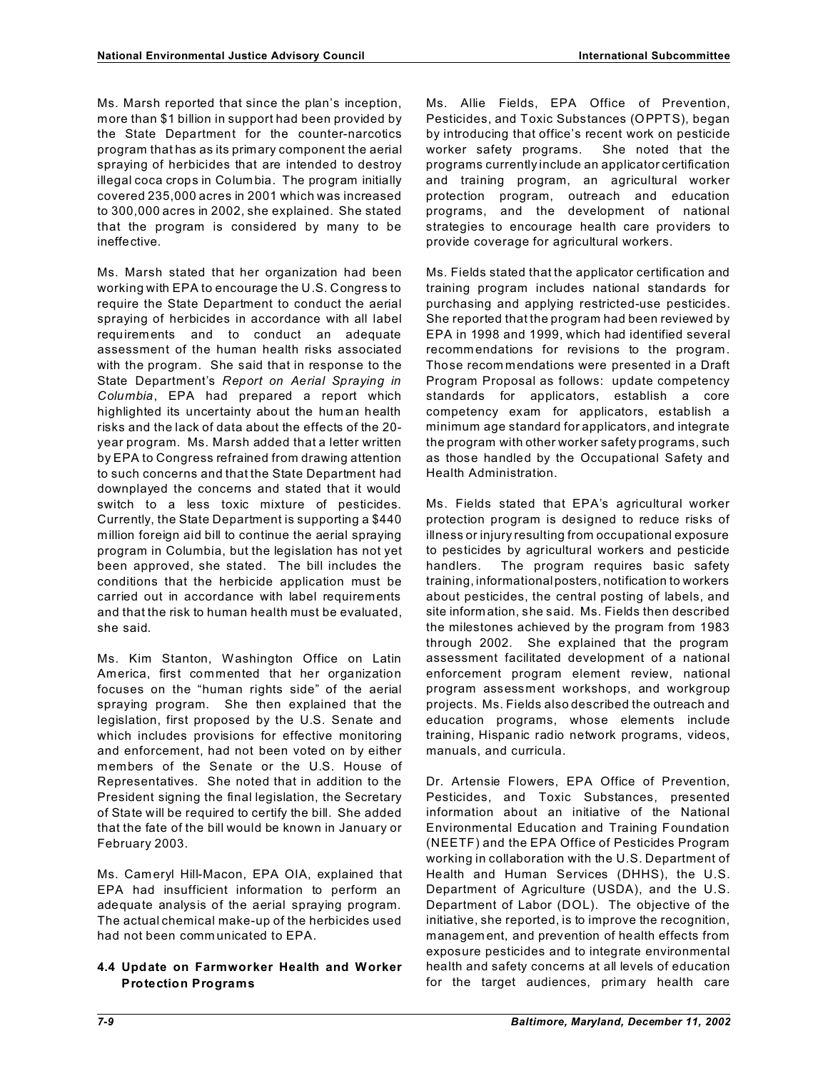Ms. Marsh reported that since the plan's inception, more than $1 billion in support had been provided by the State Department for the counter-narcotics program that has as its primary component the aerial spraying of herbicides that are intended to destroy illegal coca crops in Columbia. The program initially covered 235,000 acres in 2001 which was increased to 300,000 acres in 2002, she explained. She stated that the program is considered by many to be ineffective.

Ms. Marsh stated that her organization had been working with EPA to encourage the U.S. Congress to require the State Department to conduct the aerial spraying of herbicides in accordance with all label requirements and to conduct an adequate assessment of the human health risks associated with the program. She said that in response to the State Department's *Report on Aerial Spraying in Columbia*, EPA had prepared a report which highlighted its uncertainty about the human health risks and the lack of data about the effects of the 20-year program. Ms. Marsh added that a letter written by EPA to Congress refrained from drawing attention to such concerns and that the State Department had downplayed the concerns and stated that it would switch to a less toxic mixture of pesticides. Currently, the State Department is supporting a $440 million foreign aid bill to continue the aerial spraying program in Columbia, but the legislation has not yet been approved, she stated. The bill includes the conditions that the herbicide application must be carried out in accordance with label requirements and that the risk to human health must be evaluated, she said.

Ms. Kim Stanton, Washington Office on Latin America, first commented that her organization focuses on the "human rights side" of the aerial spraying program. She then explained that the legislation, first proposed by the U.S. Senate and which includes provisions for effective monitoring and enforcement, had not been voted on by either members of the Senate or the U.S. House of Representatives. She noted that in addition to the President signing the final legislation, the Secretary of State will be required to certify the bill. She added that the fate of the bill would be known in January or February 2003.

Ms. Cameryl Hill-Macon, EPA OIA, explained that EPA had insufficient information to perform an adequate analysis of the aerial spraying program. The actual chemical make-up of the herbicides used had not been communicated to EPA.

### 4.4 Update on Farmworker Health and Worker Protection Programs

Ms. Allie Fields, EPA Office of Prevention, Pesticides, and Toxic Substances (OPPTS), began by introducing that office's recent work on pesticide worker safety programs. She noted that the programs currently include an applicator certification and training program, an agricultural worker protection program, outreach and education programs, and the development of national strategies to encourage health care providers to provide coverage for agricultural workers.

Ms. Fields stated that the applicator certification and training program includes national standards for purchasing and applying restricted-use pesticides. She reported that the program had been reviewed by EPA in 1998 and 1999, which had identified several recommendations for revisions to the program. Those recommendations were presented in a Draft Program Proposal as follows: update competency standards for applicators, establish a core competency exam for applicators, establish a minimum age standard for applicators, and integrate the program with other worker safety programs, such as those handled by the Occupational Safety and Health Administration.

Ms. Fields stated that EPA's agricultural worker protection program is designed to reduce risks of illness or injury resulting from occupational exposure to pesticides by agricultural workers and pesticide handlers. The program requires basic safety training, informational posters, notification to workers about pesticides, the central posting of labels, and site information, she said. Ms. Fields then described the milestones achieved by the program from 1983 through 2002. She explained that the program assessment facilitated development of a national enforcement program element review, national program assessment workshops, and workgroup projects. Ms. Fields also described the outreach and education programs, whose elements include training, Hispanic radio network programs, videos, manuals, and curricula.

Dr. Artensie Flowers, EPA Office of Prevention, Pesticides, and Toxic Substances, presented information about an initiative of the National Environmental Education and Training Foundation (NEETF) and the EPA Office of Pesticides Program working in collaboration with the U.S. Department of Health and Human Services (DHHS), the U.S. Department of Agriculture (USDA), and the U.S. Department of Labor (DOL). The objective of the initiative, she reported, is to improve the recognition, management, and prevention of health effects from exposure pesticides and to integrate environmental health and safety concerns at all levels of education for the target audiences, primary health care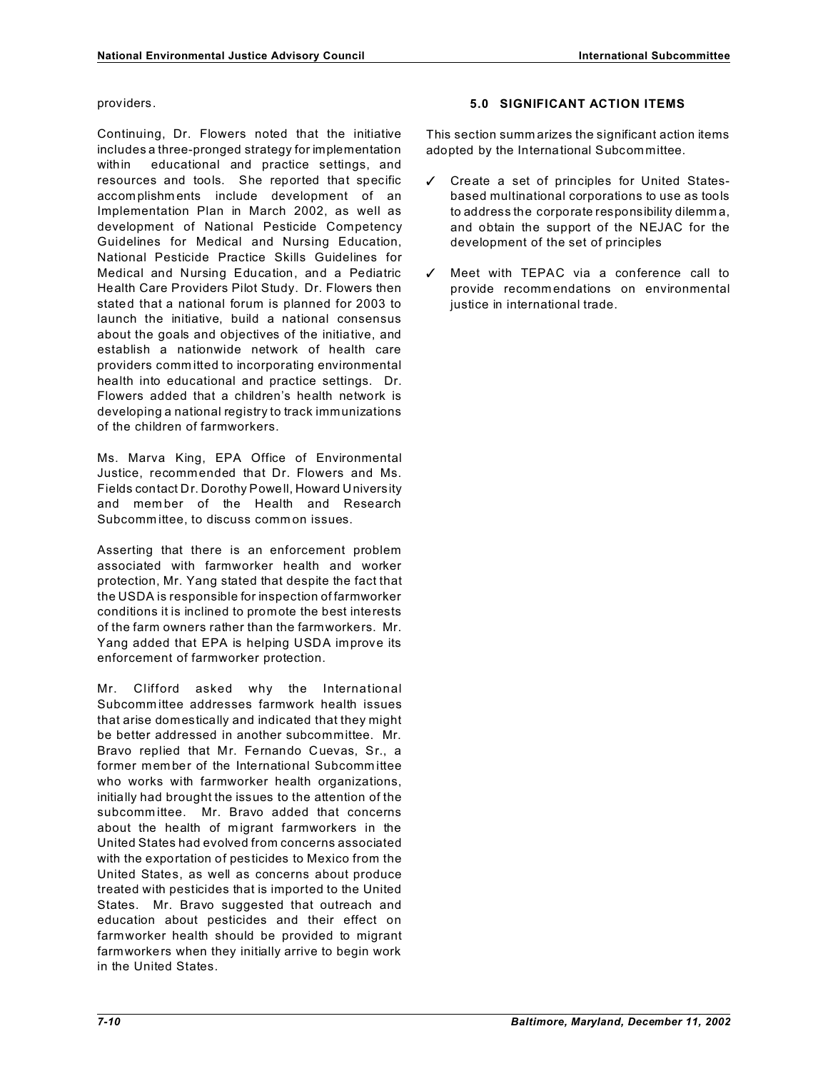providers.

Continuing, Dr. Flowers noted that the initiative includes a three-pronged strategy for implementation within educational and practice settings, and resources and tools. She reported that specific accomplishments include development of an Implementation Plan in March 2002, as well as development of National Pesticide Competency Guidelines for Medical and Nursing Education, National Pesticide Practice Skills Guidelines for Medical and Nursing Education, and a Pediatric Health Care Providers Pilot Study. Dr. Flowers then stated that a national forum is planned for 2003 to launch the initiative, build a national consensus about the goals and objectives of the initiative, and establish a nationwide network of health care providers committed to incorporating environmental health into educational and practice settings. Dr. Flowers added that a children's health network is developing a national registry to track immunizations of the children of farmworkers.

Ms. Marva King, EPA Office of Environmental Justice, recommended that Dr. Flowers and Ms. Fields contact Dr. Dorothy Powell, Howard University and member of the Health and Research Subcommittee, to discuss common issues.

Asserting that there is an enforcement problem associated with farmworker health and worker protection, Mr. Yang stated that despite the fact that the USDA is responsible for inspection of farmworker conditions it is inclined to promote the best interests of the farm owners rather than the farmworkers. Mr. Yang added that EPA is helping USDA improve its enforcement of farmworker protection.

Mr. Clifford asked why the International Subcommittee addresses farmwork health issues that arise domestically and indicated that they might be better addressed in another subcommittee. Mr. Bravo replied that Mr. Fernando Cuevas, Sr., a former member of the International Subcommittee who works with farmworker health organizations, initially had brought the issues to the attention of the subcommittee. Mr. Bravo added that concerns about the health of migrant farmworkers in the United States had evolved from concerns associated with the exportation of pesticides to Mexico from the United States, as well as concerns about produce treated with pesticides that is imported to the United States. Mr. Bravo suggested that outreach and education about pesticides and their effect on farmworker health should be provided to migrant farmworkers when they initially arrive to begin work in the United States.

## 5.0 SIGNIFICANT ACTION ITEMS

This section summarizes the significant action items adopted by the International Subcommittee.

- ✓ Create a set of principles for United States-based multinational corporations to use as tools to address the corporate responsibility dilemma, and obtain the support of the NEJAC for the development of the set of principles
- ✓ Meet with TEPAC via a conference call to provide recommendations on environmental justice in international trade.